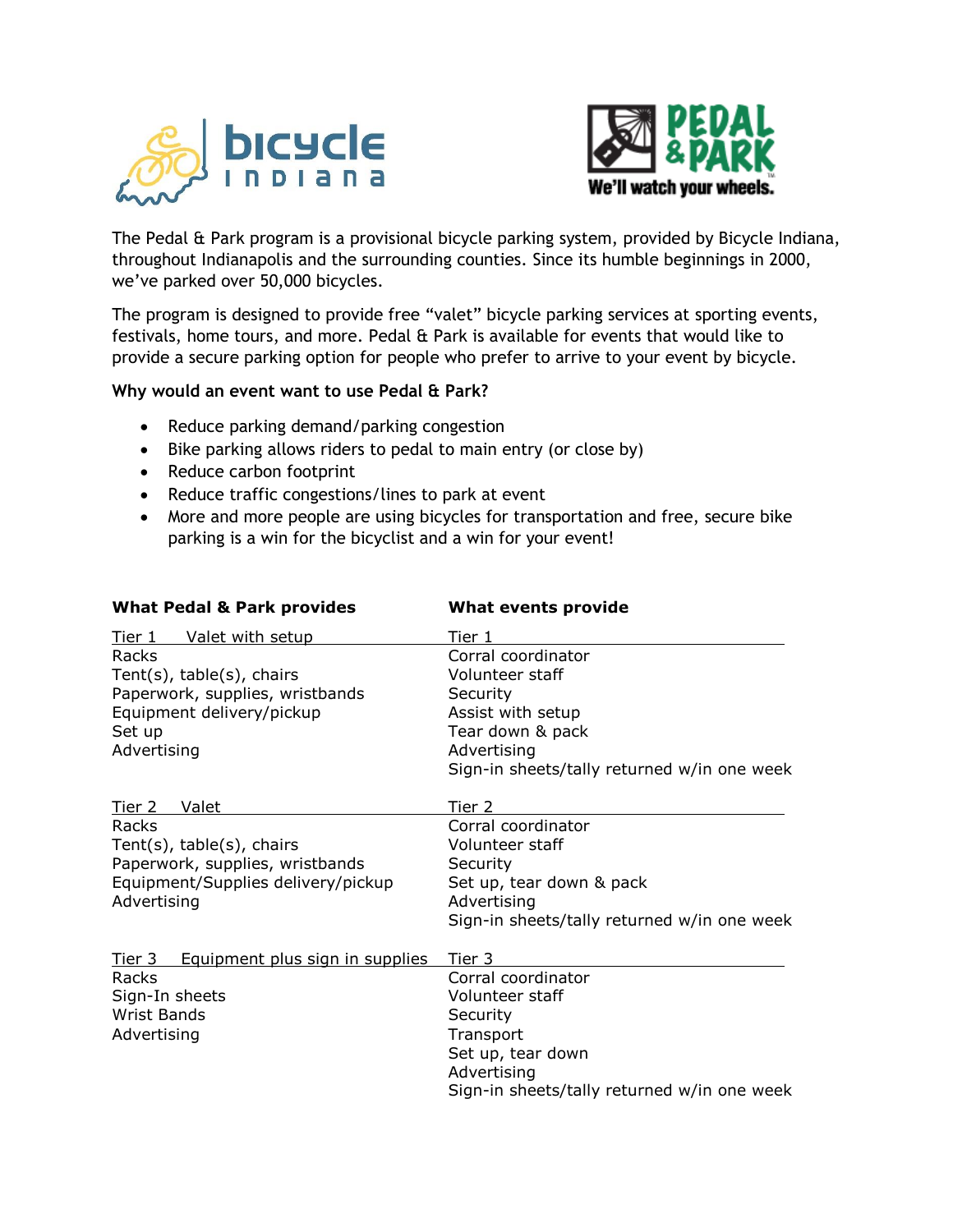The Pedal & Park program is a provisional bicycle parking system, provided by Bicycle Indiana, throughout Indianapolis and the surrounding counties. Since its humble beginnings in 2000, we've parked over 50,000 bicycles.

The program is designed to provide free "valet" bicycle parking services at sporting events, festivals, home tours, and more. Pedal & Park is available for events that would like to provide a secure parking option for people who prefer to arrive to your event by bicycle.

**Why would an event want to use Pedal & Park?**

- Reduce parking demand/parking congestion
- Bike parking allows riders to pedal to main entry (or close by)
- Reduce carbon footprint
- Reduce traffic congestions/lines to park at event
- More and more people are using bicycles for transportation and free, secure bike parking is a win for the bicyclist and a win for your event!

| What Pedal & Park provides | What events provide |
|---|---|
| Tier 1 Valet with setup | Tier 1 |
| Racks | Corral coordinator |
| Tent(s), table(s), chairs | Volunteer staff |
| Paperwork, supplies, wristbands | Security |
| Equipment delivery/pickup | Assist with setup |
| Set up | Tear down & pack |
| Advertising | Advertising |
| | Sign-in sheets/tally returned w/in one week |
| Tier 2 Valet | Tier 2 |
| Racks | Corral coordinator |
| Tent(s), table(s), chairs | Volunteer staff |
| Paperwork, supplies, wristbands | Security |
| Equipment/Supplies delivery/pickup | Set up, tear down & pack |
| Advertising | Advertising |
| | Sign-in sheets/tally returned w/in one week |
| Tier 3 Equipment plus sign in supplies | Tier 3 |
| Racks | Corral coordinator |
| Sign-In sheets | Volunteer staff |
| Wrist Bands | Security |
| Advertising | Transport |
| | Set up, tear down |
| | Advertising |
| | Sign-in sheets/tally returned w/in one week |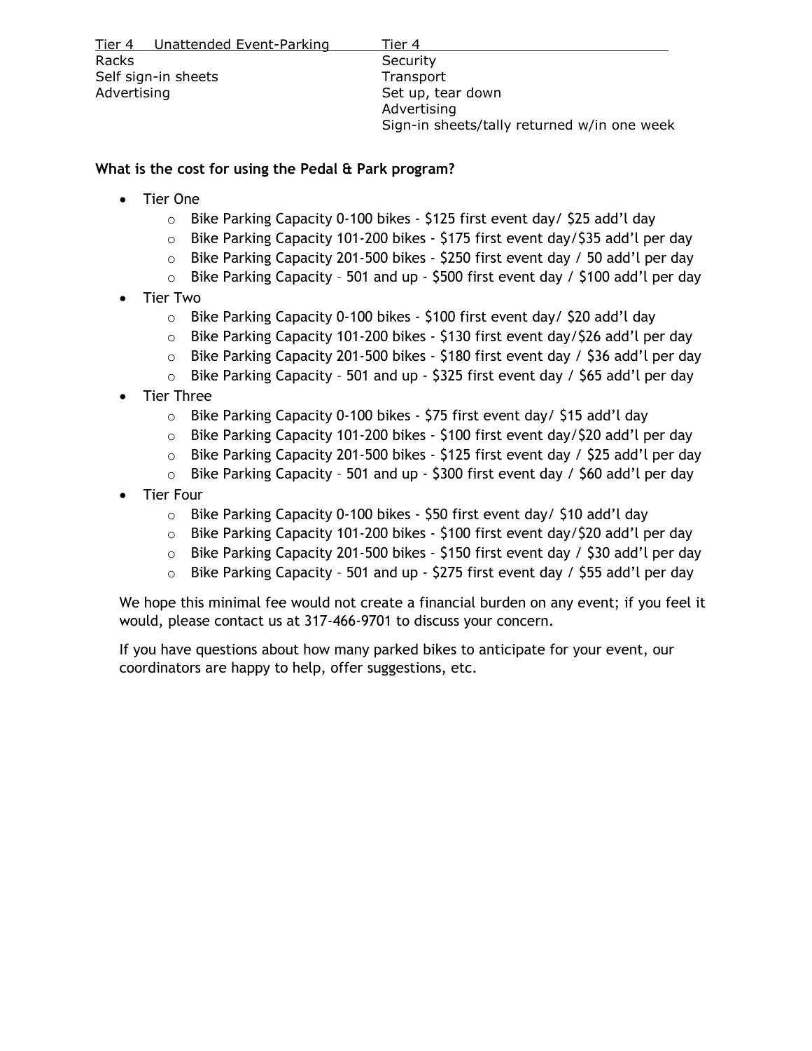| Tier 4 Unattended Event-Parking | Tier 4 |
| --- | --- |
| Racks | Security |
| Self sign-in sheets | Transport |
| Advertising | Set up, tear down |
| | Advertising |
| | Sign-in sheets/tally returned w/in one week |

**What is the cost for using the Pedal & Park program?**

- Tier One
  - Bike Parking Capacity 0-100 bikes - $125 first event day/ $25 add'l day
  - Bike Parking Capacity 101-200 bikes - $175 first event day/$35 add'l per day
  - Bike Parking Capacity 201-500 bikes - $250 first event day / 50 add'l per day
  - Bike Parking Capacity – 501 and up - $500 first event day / $100 add'l per day
- Tier Two
  - Bike Parking Capacity 0-100 bikes - $100 first event day/ $20 add'l day
  - Bike Parking Capacity 101-200 bikes - $130 first event day/$26 add'l per day
  - Bike Parking Capacity 201-500 bikes - $180 first event day / $36 add'l per day
  - Bike Parking Capacity – 501 and up - $325 first event day / $65 add'l per day
- Tier Three
  - Bike Parking Capacity 0-100 bikes - $75 first event day/ $15 add'l day
  - Bike Parking Capacity 101-200 bikes - $100 first event day/$20 add'l per day
  - Bike Parking Capacity 201-500 bikes - $125 first event day / $25 add'l per day
  - Bike Parking Capacity – 501 and up - $300 first event day / $60 add'l per day
- Tier Four
  - Bike Parking Capacity 0-100 bikes - $50 first event day/ $10 add'l day
  - Bike Parking Capacity 101-200 bikes - $100 first event day/$20 add'l per day
  - Bike Parking Capacity 201-500 bikes - $150 first event day / $30 add'l per day
  - Bike Parking Capacity – 501 and up - $275 first event day / $55 add'l per day

We hope this minimal fee would not create a financial burden on any event; if you feel it would, please contact us at 317-466-9701 to discuss your concern.

If you have questions about how many parked bikes to anticipate for your event, our coordinators are happy to help, offer suggestions, etc.